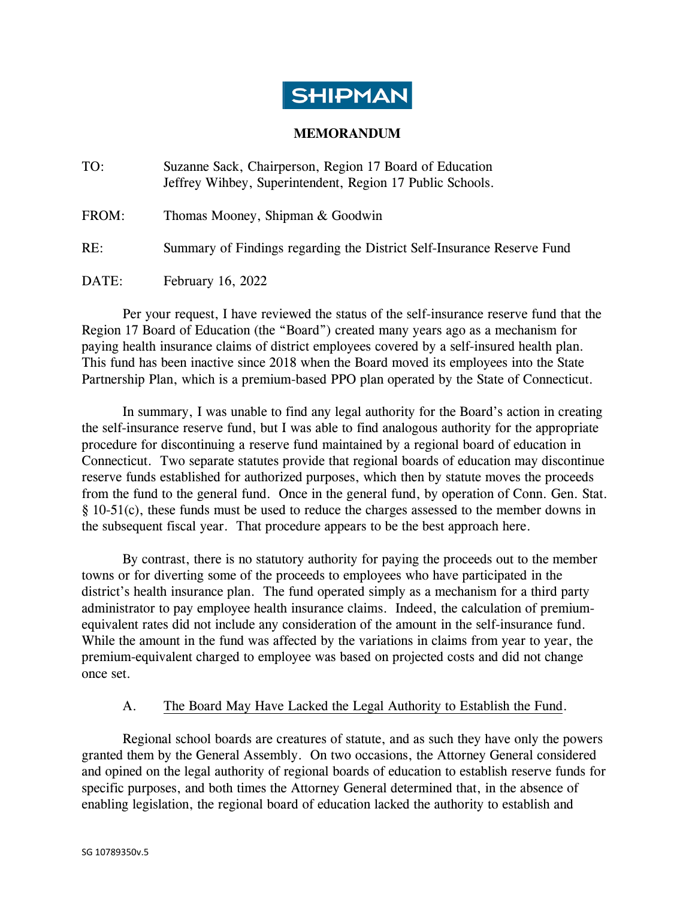**SHIPMAN**

**MEMORANDUM**

TO: Suzanne Sack, Chairperson, Region 17 Board of Education
Jeffrey Wihbey, Superintendent, Region 17 Public Schools.

FROM: Thomas Mooney, Shipman & Goodwin

RE: Summary of Findings regarding the District Self-Insurance Reserve Fund

DATE: February 16, 2022

Per your request, I have reviewed the status of the self-insurance reserve fund that the Region 17 Board of Education (the "Board") created many years ago as a mechanism for paying health insurance claims of district employees covered by a self-insured health plan. This fund has been inactive since 2018 when the Board moved its employees into the State Partnership Plan, which is a premium-based PPO plan operated by the State of Connecticut.

In summary, I was unable to find any legal authority for the Board's action in creating the self-insurance reserve fund, but I was able to find analogous authority for the appropriate procedure for discontinuing a reserve fund maintained by a regional board of education in Connecticut. Two separate statutes provide that regional boards of education may discontinue reserve funds established for authorized purposes, which then by statute moves the proceeds from the fund to the general fund. Once in the general fund, by operation of Conn. Gen. Stat. § 10-51(c), these funds must be used to reduce the charges assessed to the member downs in the subsequent fiscal year. That procedure appears to be the best approach here.

By contrast, there is no statutory authority for paying the proceeds out to the member towns or for diverting some of the proceeds to employees who have participated in the district's health insurance plan. The fund operated simply as a mechanism for a third party administrator to pay employee health insurance claims. Indeed, the calculation of premium-equivalent rates did not include any consideration of the amount in the self-insurance fund. While the amount in the fund was affected by the variations in claims from year to year, the premium-equivalent charged to employee was based on projected costs and did not change once set.

A. <u>The Board May Have Lacked the Legal Authority to Establish the Fund</u>.

Regional school boards are creatures of statute, and as such they have only the powers granted them by the General Assembly. On two occasions, the Attorney General considered and opined on the legal authority of regional boards of education to establish reserve funds for specific purposes, and both times the Attorney General determined that, in the absence of enabling legislation, the regional board of education lacked the authority to establish and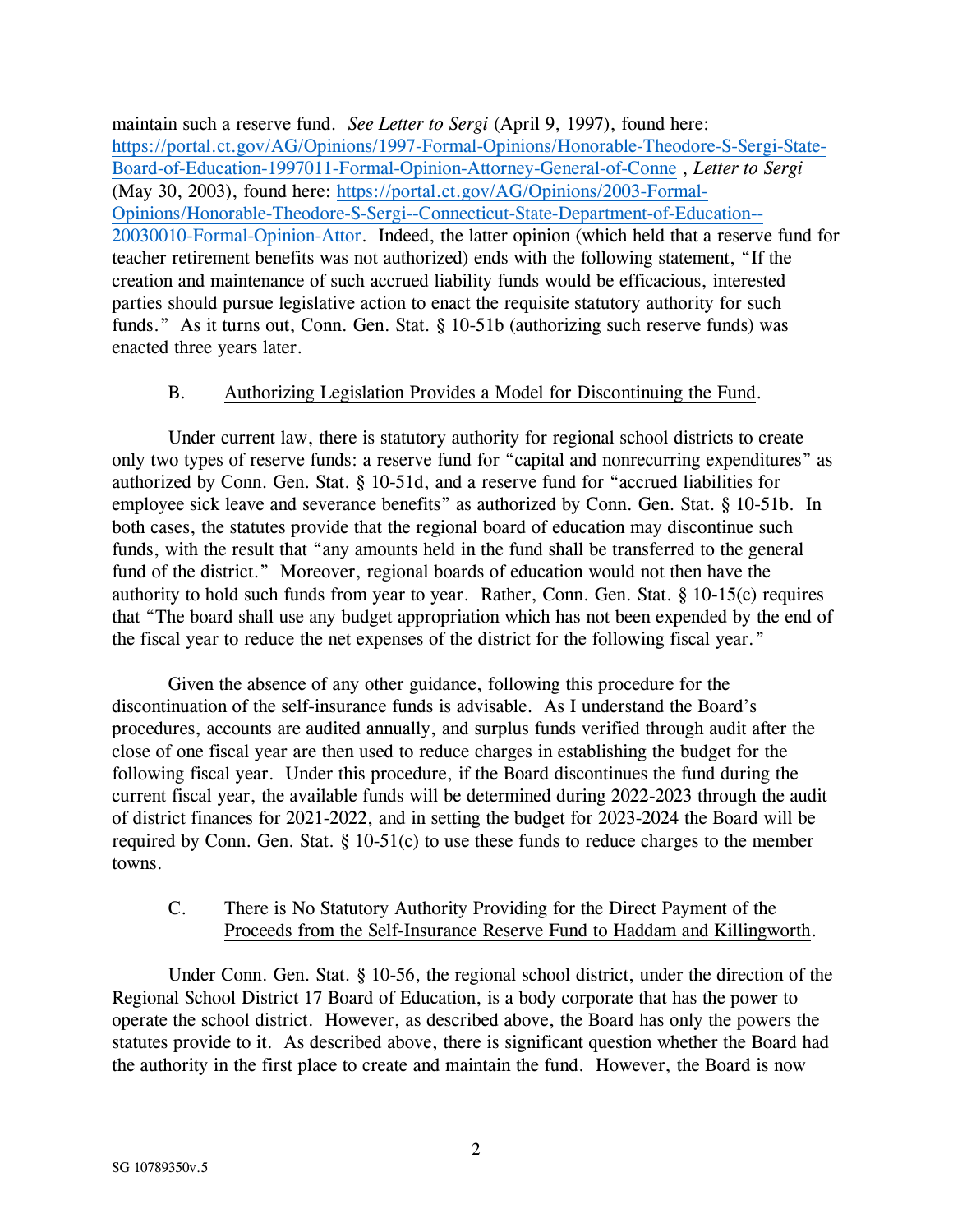maintain such a reserve fund. *See Letter to Sergi* (April 9, 1997), found here: https://portal.ct.gov/AG/Opinions/1997-Formal-Opinions/Honorable-Theodore-S-Sergi-State-Board-of-Education-1997011-Formal-Opinion-Attorney-General-of-Conne , *Letter to Sergi* (May 30, 2003), found here: https://portal.ct.gov/AG/Opinions/2003-Formal-Opinions/Honorable-Theodore-S-Sergi--Connecticut-State-Department-of-Education--20030010-Formal-Opinion-Attor. Indeed, the latter opinion (which held that a reserve fund for teacher retirement benefits was not authorized) ends with the following statement, "If the creation and maintenance of such accrued liability funds would be efficacious, interested parties should pursue legislative action to enact the requisite statutory authority for such funds." As it turns out, Conn. Gen. Stat. § 10-51b (authorizing such reserve funds) was enacted three years later.

B. Authorizing Legislation Provides a Model for Discontinuing the Fund.

Under current law, there is statutory authority for regional school districts to create only two types of reserve funds: a reserve fund for "capital and nonrecurring expenditures" as authorized by Conn. Gen. Stat. § 10-51d, and a reserve fund for "accrued liabilities for employee sick leave and severance benefits" as authorized by Conn. Gen. Stat. § 10-51b. In both cases, the statutes provide that the regional board of education may discontinue such funds, with the result that "any amounts held in the fund shall be transferred to the general fund of the district." Moreover, regional boards of education would not then have the authority to hold such funds from year to year. Rather, Conn. Gen. Stat. § 10-15(c) requires that "The board shall use any budget appropriation which has not been expended by the end of the fiscal year to reduce the net expenses of the district for the following fiscal year."

Given the absence of any other guidance, following this procedure for the discontinuation of the self-insurance funds is advisable. As I understand the Board's procedures, accounts are audited annually, and surplus funds verified through audit after the close of one fiscal year are then used to reduce charges in establishing the budget for the following fiscal year. Under this procedure, if the Board discontinues the fund during the current fiscal year, the available funds will be determined during 2022-2023 through the audit of district finances for 2021-2022, and in setting the budget for 2023-2024 the Board will be required by Conn. Gen. Stat. § 10-51(c) to use these funds to reduce charges to the member towns.

C. There is No Statutory Authority Providing for the Direct Payment of the Proceeds from the Self-Insurance Reserve Fund to Haddam and Killingworth.

Under Conn. Gen. Stat. § 10-56, the regional school district, under the direction of the Regional School District 17 Board of Education, is a body corporate that has the power to operate the school district. However, as described above, the Board has only the powers the statutes provide to it. As described above, there is significant question whether the Board had the authority in the first place to create and maintain the fund. However, the Board is now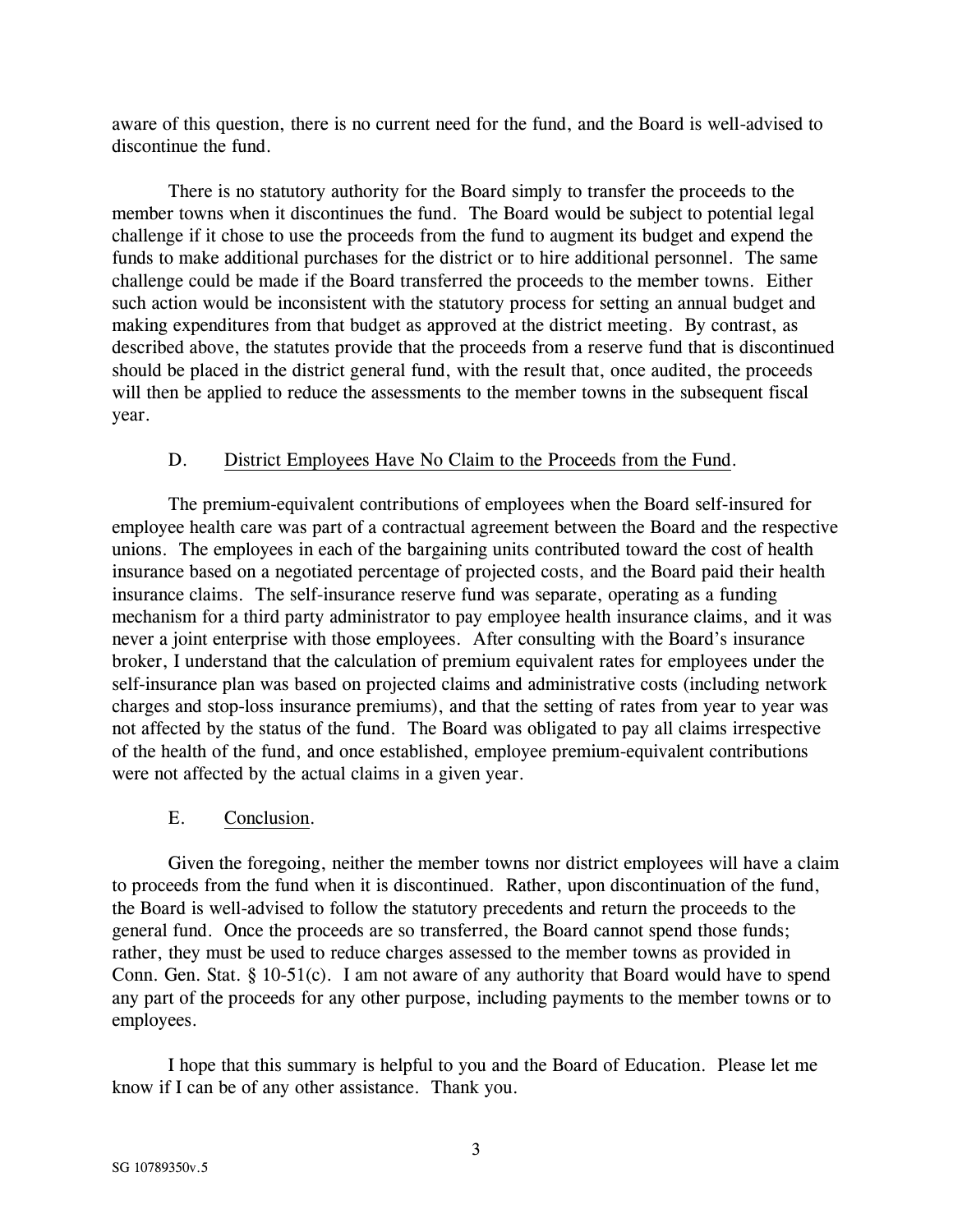aware of this question, there is no current need for the fund, and the Board is well-advised to discontinue the fund.

There is no statutory authority for the Board simply to transfer the proceeds to the member towns when it discontinues the fund. The Board would be subject to potential legal challenge if it chose to use the proceeds from the fund to augment its budget and expend the funds to make additional purchases for the district or to hire additional personnel. The same challenge could be made if the Board transferred the proceeds to the member towns. Either such action would be inconsistent with the statutory process for setting an annual budget and making expenditures from that budget as approved at the district meeting. By contrast, as described above, the statutes provide that the proceeds from a reserve fund that is discontinued should be placed in the district general fund, with the result that, once audited, the proceeds will then be applied to reduce the assessments to the member towns in the subsequent fiscal year.

D. <u>District Employees Have No Claim to the Proceeds from the Fund</u>.

The premium-equivalent contributions of employees when the Board self-insured for employee health care was part of a contractual agreement between the Board and the respective unions. The employees in each of the bargaining units contributed toward the cost of health insurance based on a negotiated percentage of projected costs, and the Board paid their health insurance claims. The self-insurance reserve fund was separate, operating as a funding mechanism for a third party administrator to pay employee health insurance claims, and it was never a joint enterprise with those employees. After consulting with the Board's insurance broker, I understand that the calculation of premium equivalent rates for employees under the self-insurance plan was based on projected claims and administrative costs (including network charges and stop-loss insurance premiums), and that the setting of rates from year to year was not affected by the status of the fund. The Board was obligated to pay all claims irrespective of the health of the fund, and once established, employee premium-equivalent contributions were not affected by the actual claims in a given year.

E. <u>Conclusion</u>.

Given the foregoing, neither the member towns nor district employees will have a claim to proceeds from the fund when it is discontinued. Rather, upon discontinuation of the fund, the Board is well-advised to follow the statutory precedents and return the proceeds to the general fund. Once the proceeds are so transferred, the Board cannot spend those funds; rather, they must be used to reduce charges assessed to the member towns as provided in Conn. Gen. Stat. § 10-51(c). I am not aware of any authority that Board would have to spend any part of the proceeds for any other purpose, including payments to the member towns or to employees.

I hope that this summary is helpful to you and the Board of Education. Please let me know if I can be of any other assistance. Thank you.

SG 10789350v.5